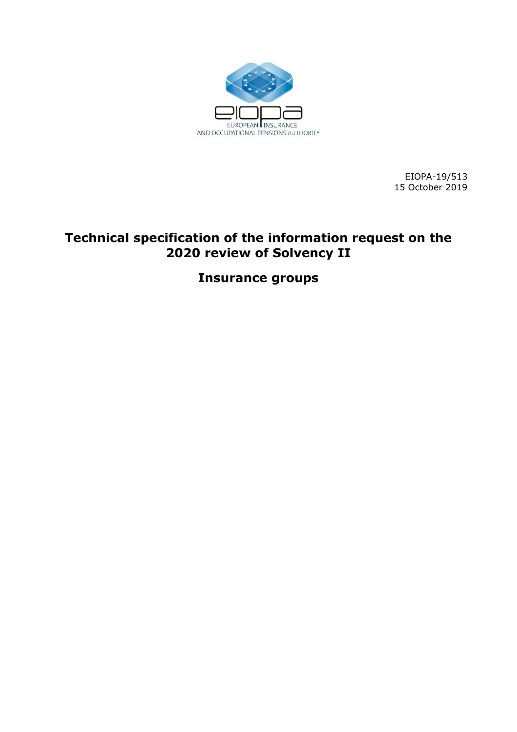EUROPEAN INSURANCE AND OCCUPATIONAL PENSIONS AUTHORITY

EIOPA-19/513
15 October 2019

# Technical specification of the information request on the 2020 review of Solvency II

## Insurance groups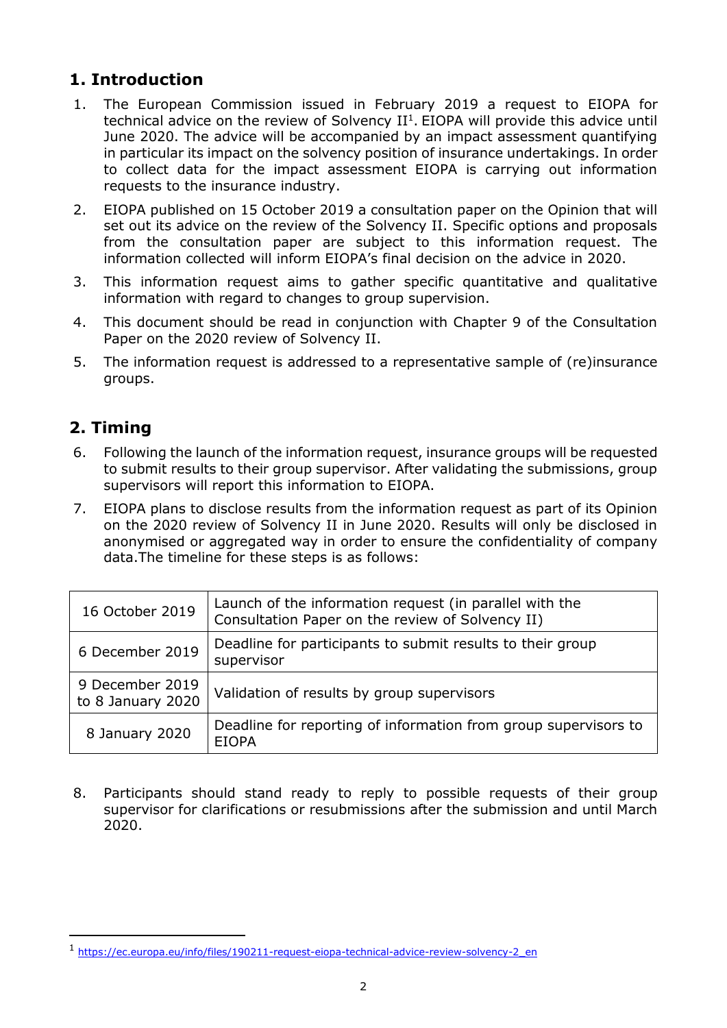## 1. Introduction

1. The European Commission issued in February 2019 a request to EIOPA for technical advice on the review of Solvency II[1]. EIOPA will provide this advice until June 2020. The advice will be accompanied by an impact assessment quantifying in particular its impact on the solvency position of insurance undertakings. In order to collect data for the impact assessment EIOPA is carrying out information requests to the insurance industry.
2. EIOPA published on 15 October 2019 a consultation paper on the Opinion that will set out its advice on the review of the Solvency II. Specific options and proposals from the consultation paper are subject to this information request. The information collected will inform EIOPA's final decision on the advice in 2020.
3. This information request aims to gather specific quantitative and qualitative information with regard to changes to group supervision.
4. This document should be read in conjunction with Chapter 9 of the Consultation Paper on the 2020 review of Solvency II.
5. The information request is addressed to a representative sample of (re)insurance groups.

## 2. Timing

6. Following the launch of the information request, insurance groups will be requested to submit results to their group supervisor. After validating the submissions, group supervisors will report this information to EIOPA.
7. EIOPA plans to disclose results from the information request as part of its Opinion on the 2020 review of Solvency II in June 2020. Results will only be disclosed in anonymised or aggregated way in order to ensure the confidentiality of company data.The timeline for these steps is as follows:

| Date | Step |
|---|---|
| 16 October 2019 | Launch of the information request (in parallel with the Consultation Paper on the review of Solvency II) |
| 6 December 2019 | Deadline for participants to submit results to their group supervisor |
| 9 December 2019 to 8 January 2020 | Validation of results by group supervisors |
| 8 January 2020 | Deadline for reporting of information from group supervisors to EIOPA |

8. Participants should stand ready to reply to possible requests of their group supervisor for clarifications or resubmissions after the submission and until March 2020.

[1] https://ec.europa.eu/info/files/190211-request-eiopa-technical-advice-review-solvency-2_en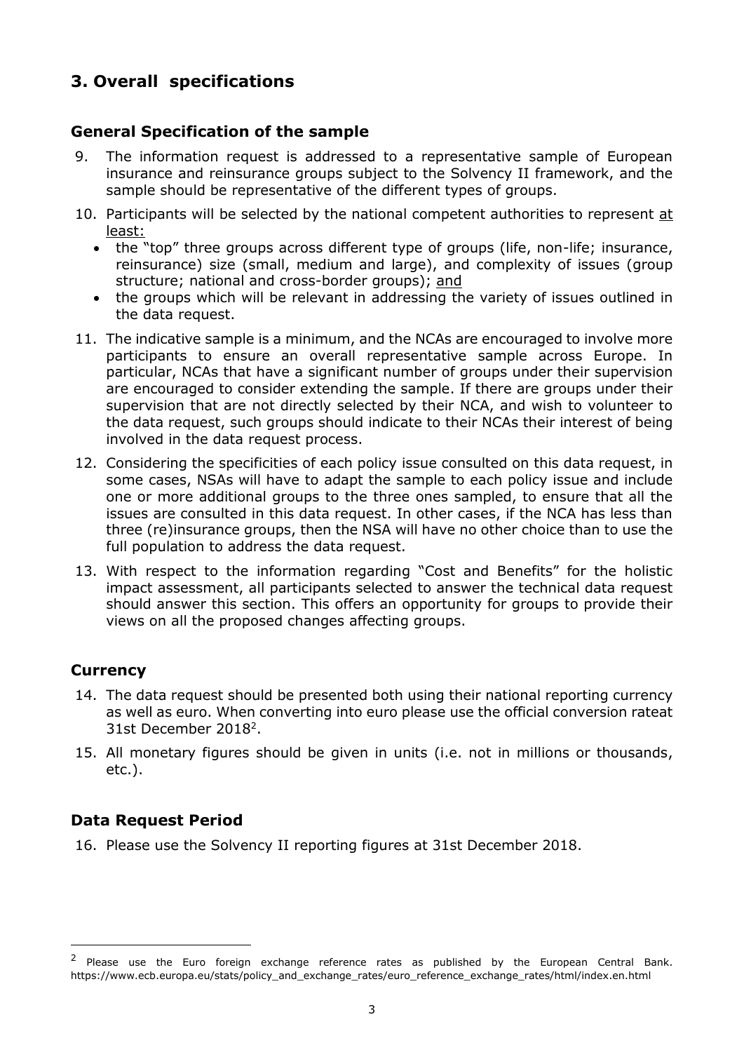## 3. Overall  specifications

### General Specification of the sample

9. The information request is addressed to a representative sample of European insurance and reinsurance groups subject to the Solvency II framework, and the sample should be representative of the different types of groups.
10. Participants will be selected by the national competent authorities to represent at least:
    - the "top" three groups across different type of groups (life, non-life; insurance, reinsurance) size (small, medium and large), and complexity of issues (group structure; national and cross-border groups); and
    - the groups which will be relevant in addressing the variety of issues outlined in the data request.
11. The indicative sample is a minimum, and the NCAs are encouraged to involve more participants to ensure an overall representative sample across Europe. In particular, NCAs that have a significant number of groups under their supervision are encouraged to consider extending the sample. If there are groups under their supervision that are not directly selected by their NCA, and wish to volunteer to the data request, such groups should indicate to their NCAs their interest of being involved in the data request process.
12. Considering the specificities of each policy issue consulted on this data request, in some cases, NSAs will have to adapt the sample to each policy issue and include one or more additional groups to the three ones sampled, to ensure that all the issues are consulted in this data request. In other cases, if the NCA has less than three (re)insurance groups, then the NSA will have no other choice than to use the full population to address the data request.
13. With respect to the information regarding "Cost and Benefits" for the holistic impact assessment, all participants selected to answer the technical data request should answer this section. This offers an opportunity for groups to provide their views on all the proposed changes affecting groups.

### Currency

14. The data request should be presented both using their national reporting currency as well as euro. When converting into euro please use the official conversion rateat 31st December 2018[2].
15. All monetary figures should be given in units (i.e. not in millions or thousands, etc.).

### Data Request Period

16. Please use the Solvency II reporting figures at 31st December 2018.

[2] Please use the Euro foreign exchange reference rates as published by the European Central Bank. https://www.ecb.europa.eu/stats/policy_and_exchange_rates/euro_reference_exchange_rates/html/index.en.html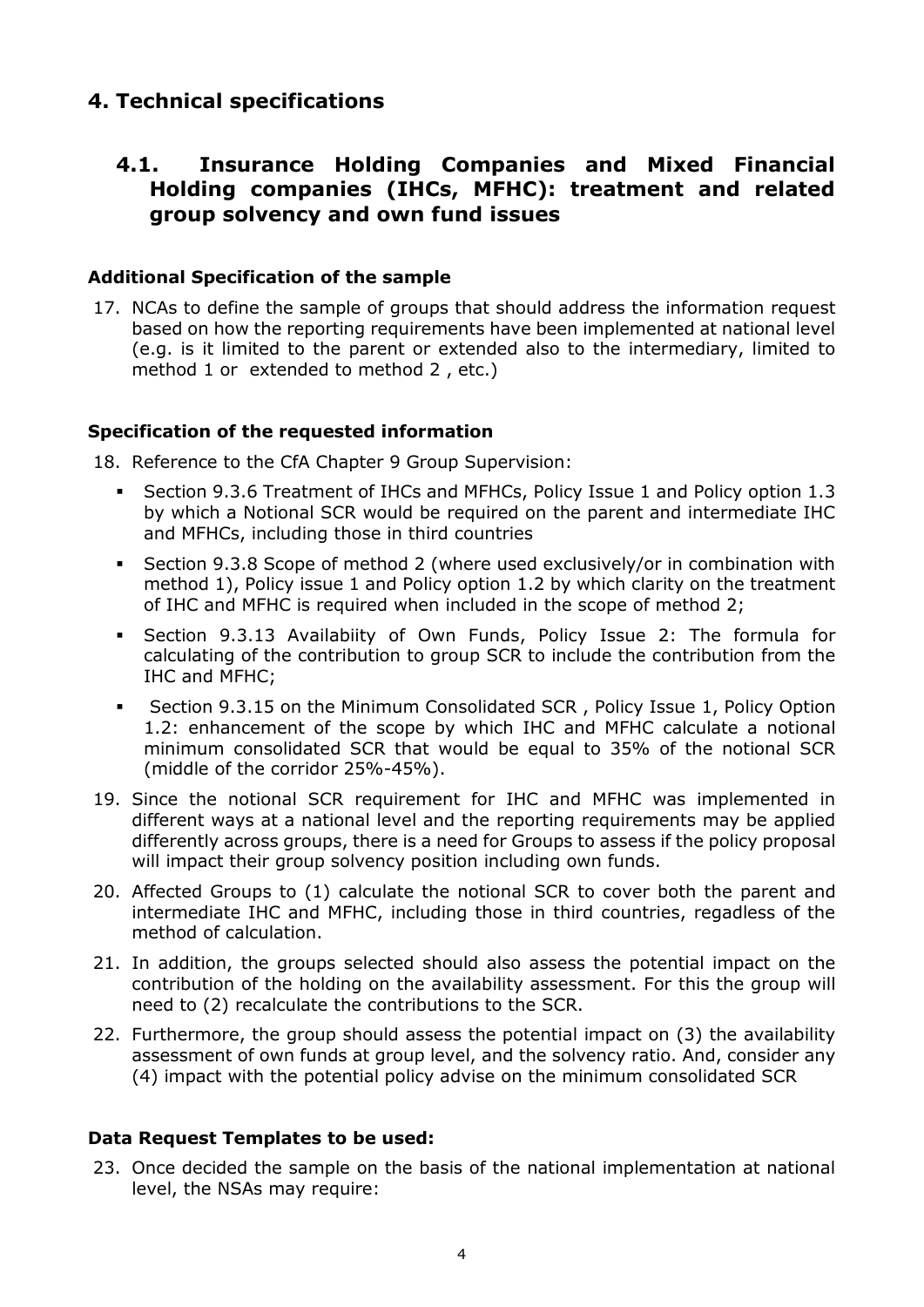# 4. Technical specifications

## 4.1. Insurance Holding Companies and Mixed Financial Holding companies (IHCs, MFHC): treatment and related group solvency and own fund issues

### Additional Specification of the sample

17. NCAs to define the sample of groups that should address the information request based on how the reporting requirements have been implemented at national level (e.g. is it limited to the parent or extended also to the intermediary, limited to method 1 or extended to method 2 , etc.)

### Specification of the requested information

18. Reference to the CfA Chapter 9 Group Supervision:
    - Section 9.3.6 Treatment of IHCs and MFHCs, Policy Issue 1 and Policy option 1.3 by which a Notional SCR would be required on the parent and intermediate IHC and MFHCs, including those in third countries
    - Section 9.3.8 Scope of method 2 (where used exclusively/or in combination with method 1), Policy issue 1 and Policy option 1.2 by which clarity on the treatment of IHC and MFHC is required when included in the scope of method 2;
    - Section 9.3.13 Availabiity of Own Funds, Policy Issue 2: The formula for calculating of the contribution to group SCR to include the contribution from the IHC and MFHC;
    - Section 9.3.15 on the Minimum Consolidated SCR , Policy Issue 1, Policy Option 1.2: enhancement of the scope by which IHC and MFHC calculate a notional minimum consolidated SCR that would be equal to 35% of the notional SCR (middle of the corridor 25%-45%).
19. Since the notional SCR requirement for IHC and MFHC was implemented in different ways at a national level and the reporting requirements may be applied differently across groups, there is a need for Groups to assess if the policy proposal will impact their group solvency position including own funds.
20. Affected Groups to (1) calculate the notional SCR to cover both the parent and intermediate IHC and MFHC, including those in third countries, regadless of the method of calculation.
21. In addition, the groups selected should also assess the potential impact on the contribution of the holding on the availability assessment. For this the group will need to (2) recalculate the contributions to the SCR.
22. Furthermore, the group should assess the potential impact on (3) the availability assessment of own funds at group level, and the solvency ratio. And, consider any (4) impact with the potential policy advise on the minimum consolidated SCR

### Data Request Templates to be used:

23. Once decided the sample on the basis of the national implementation at national level, the NSAs may require: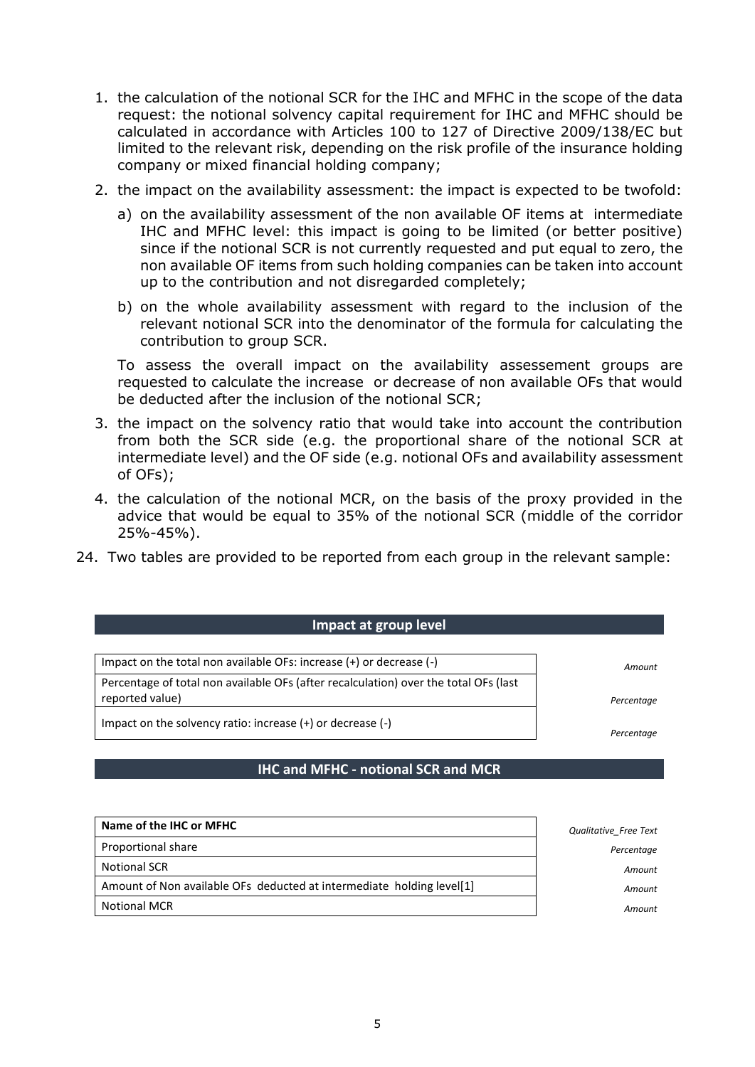1. the calculation of the notional SCR for the IHC and MFHC in the scope of the data request: the notional solvency capital requirement for IHC and MFHC should be calculated in accordance with Articles 100 to 127 of Directive 2009/138/EC but limited to the relevant risk, depending on the risk profile of the insurance holding company or mixed financial holding company;

2. the impact on the availability assessment: the impact is expected to be twofold:

   a) on the availability assessment of the non available OF items at intermediate IHC and MFHC level: this impact is going to be limited (or better positive) since if the notional SCR is not currently requested and put equal to zero, the non available OF items from such holding companies can be taken into account up to the contribution and not disregarded completely;

   b) on the whole availability assessment with regard to the inclusion of the relevant notional SCR into the denominator of the formula for calculating the contribution to group SCR.

   To assess the overall impact on the availability assessement groups are requested to calculate the increase or decrease of non available OFs that would be deducted after the inclusion of the notional SCR;

3. the impact on the solvency ratio that would take into account the contribution from both the SCR side (e.g. the proportional share of the notional SCR at intermediate level) and the OF side (e.g. notional OFs and availability assessment of OFs);

4. the calculation of the notional MCR, on the basis of the proxy provided in the advice that would be equal to 35% of the notional SCR (middle of the corridor 25%-45%).

24. Two tables are provided to be reported from each group in the relevant sample:

| Impact at group level | |
|---|---|
| Impact on the total non available OFs: increase (+) or decrease (-) | *Amount* |
| Percentage of total non available OFs (after recalculation) over the total OFs (last reported value) | *Percentage* |
| Impact on the solvency ratio: increase (+) or decrease (-) | *Percentage* |

| IHC and MFHC - notional SCR and MCR | |
|---|---|
| **Name of the IHC or MFHC** | *Qualitative_Free Text* |
| Proportional share | *Percentage* |
| Notional SCR | *Amount* |
| Amount of Non available OFs deducted at intermediate holding level[1] | *Amount* |
| Notional MCR | *Amount* |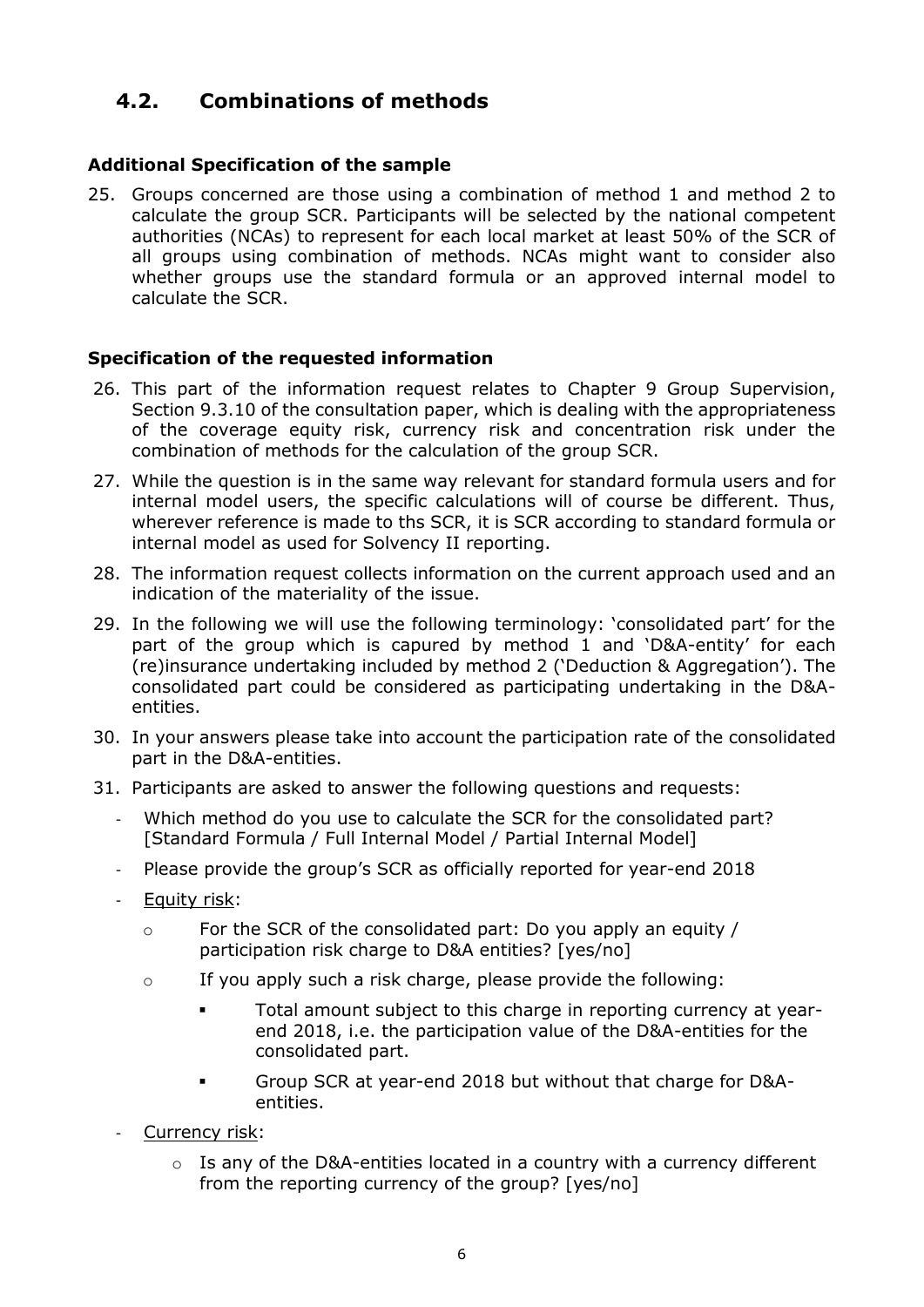## 4.2. Combinations of methods

### Additional Specification of the sample

25. Groups concerned are those using a combination of method 1 and method 2 to calculate the group SCR. Participants will be selected by the national competent authorities (NCAs) to represent for each local market at least 50% of the SCR of all groups using combination of methods. NCAs might want to consider also whether groups use the standard formula or an approved internal model to calculate the SCR.

### Specification of the requested information

26. This part of the information request relates to Chapter 9 Group Supervision, Section 9.3.10 of the consultation paper, which is dealing with the appropriateness of the coverage equity risk, currency risk and concentration risk under the combination of methods for the calculation of the group SCR.
27. While the question is in the same way relevant for standard formula users and for internal model users, the specific calculations will of course be different. Thus, wherever reference is made to ths SCR, it is SCR according to standard formula or internal model as used for Solvency II reporting.
28. The information request collects information on the current approach used and an indication of the materiality of the issue.
29. In the following we will use the following terminology: 'consolidated part' for the part of the group which is capured by method 1 and 'D&A-entity' for each (re)insurance undertaking included by method 2 ('Deduction & Aggregation'). The consolidated part could be considered as participating undertaking in the D&A-entities.
30. In your answers please take into account the participation rate of the consolidated part in the D&A-entities.
31. Participants are asked to answer the following questions and requests:
    - Which method do you use to calculate the SCR for the consolidated part? [Standard Formula / Full Internal Model / Partial Internal Model]
    - Please provide the group's SCR as officially reported for year-end 2018
    - <u>Equity risk</u>:
        - For the SCR of the consolidated part: Do you apply an equity / participation risk charge to D&A entities? [yes/no]
        - If you apply such a risk charge, please provide the following:
            - Total amount subject to this charge in reporting currency at year-end 2018, i.e. the participation value of the D&A-entities for the consolidated part.
            - Group SCR at year-end 2018 but without that charge for D&A-entities.
    - <u>Currency risk</u>:
        - Is any of the D&A-entities located in a country with a currency different from the reporting currency of the group? [yes/no]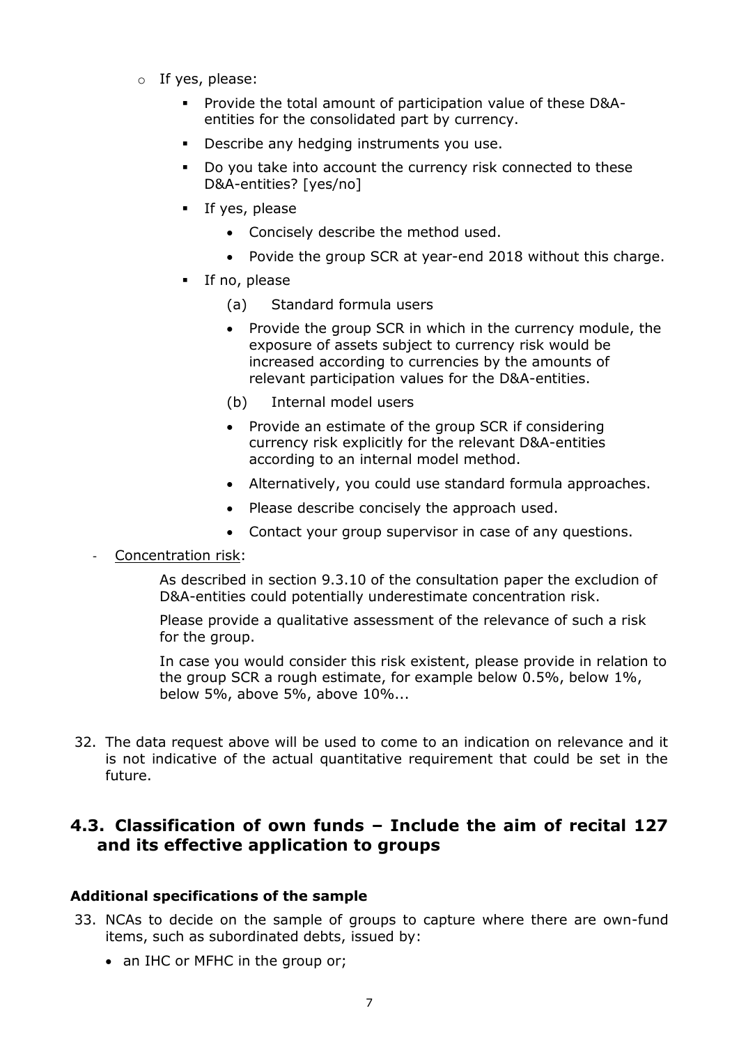- If yes, please:
  - Provide the total amount of participation value of these D&A-entities for the consolidated part by currency.
  - Describe any hedging instruments you use.
  - Do you take into account the currency risk connected to these D&A-entities? [yes/no]
  - If yes, please
    - Concisely describe the method used.
    - Povide the group SCR at year-end 2018 without this charge.
  - If no, please
    - (a) Standard formula users
    - Provide the group SCR in which in the currency module, the exposure of assets subject to currency risk would be increased according to currencies by the amounts of relevant participation values for the D&A-entities.
    - (b) Internal model users
    - Provide an estimate of the group SCR if considering currency risk explicitly for the relevant D&A-entities according to an internal model method.
    - Alternatively, you could use standard formula approaches.
    - Please describe concisely the approach used.
    - Contact your group supervisor in case of any questions.

- Concentration risk:

  As described in section 9.3.10 of the consultation paper the excludion of D&A-entities could potentially underestimate concentration risk.

  Please provide a qualitative assessment of the relevance of such a risk for the group.

  In case you would consider this risk existent, please provide in relation to the group SCR a rough estimate, for example below 0.5%, below 1%, below 5%, above 5%, above 10%...

32. The data request above will be used to come to an indication on relevance and it is not indicative of the actual quantitative requirement that could be set in the future.

## 4.3. Classification of own funds – Include the aim of recital 127 and its effective application to groups

### Additional specifications of the sample

33. NCAs to decide on the sample of groups to capture where there are own-fund items, such as subordinated debts, issued by:
    - an IHC or MFHC in the group or;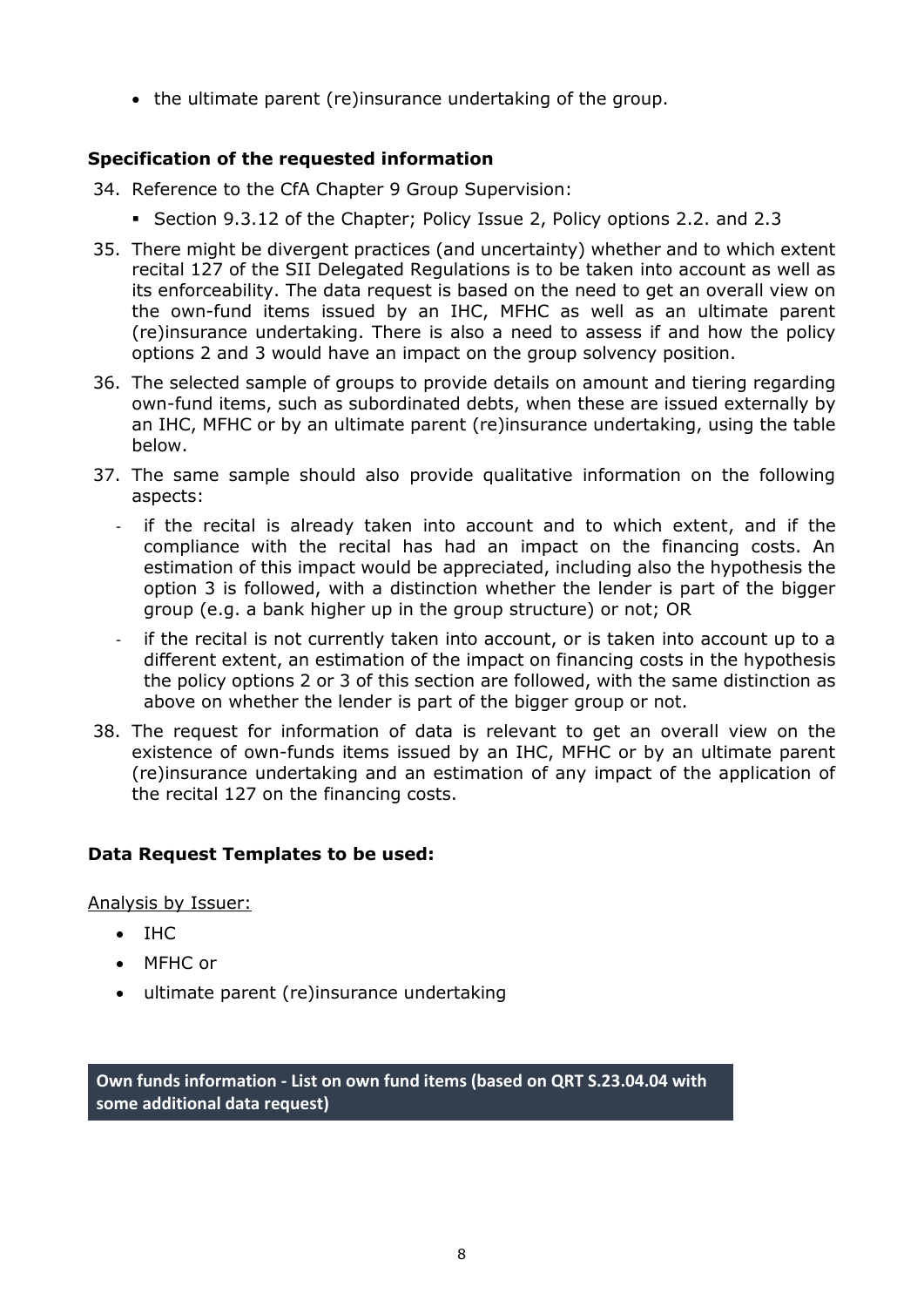- the ultimate parent (re)insurance undertaking of the group.

**Specification of the requested information**

34. Reference to the CfA Chapter 9 Group Supervision:
    - Section 9.3.12 of the Chapter; Policy Issue 2, Policy options 2.2. and 2.3
35. There might be divergent practices (and uncertainty) whether and to which extent recital 127 of the SII Delegated Regulations is to be taken into account as well as its enforceability. The data request is based on the need to get an overall view on the own-fund items issued by an IHC, MFHC as well as an ultimate parent (re)insurance undertaking. There is also a need to assess if and how the policy options 2 and 3 would have an impact on the group solvency position.
36. The selected sample of groups to provide details on amount and tiering regarding own-fund items, such as subordinated debts, when these are issued externally by an IHC, MFHC or by an ultimate parent (re)insurance undertaking, using the table below.
37. The same sample should also provide qualitative information on the following aspects:
    - if the recital is already taken into account and to which extent, and if the compliance with the recital has had an impact on the financing costs. An estimation of this impact would be appreciated, including also the hypothesis the option 3 is followed, with a distinction whether the lender is part of the bigger group (e.g. a bank higher up in the group structure) or not; OR
    - if the recital is not currently taken into account, or is taken into account up to a different extent, an estimation of the impact on financing costs in the hypothesis the policy options 2 or 3 of this section are followed, with the same distinction as above on whether the lender is part of the bigger group or not.
38. The request for information of data is relevant to get an overall view on the existence of own-funds items issued by an IHC, MFHC or by an ultimate parent (re)insurance undertaking and an estimation of any impact of the application of the recital 127 on the financing costs.

**Data Request Templates to be used:**

Analysis by Issuer:

- IHC
- MFHC or
- ultimate parent (re)insurance undertaking

**Own funds information - List on own fund items (based on QRT S.23.04.04 with some additional data request)**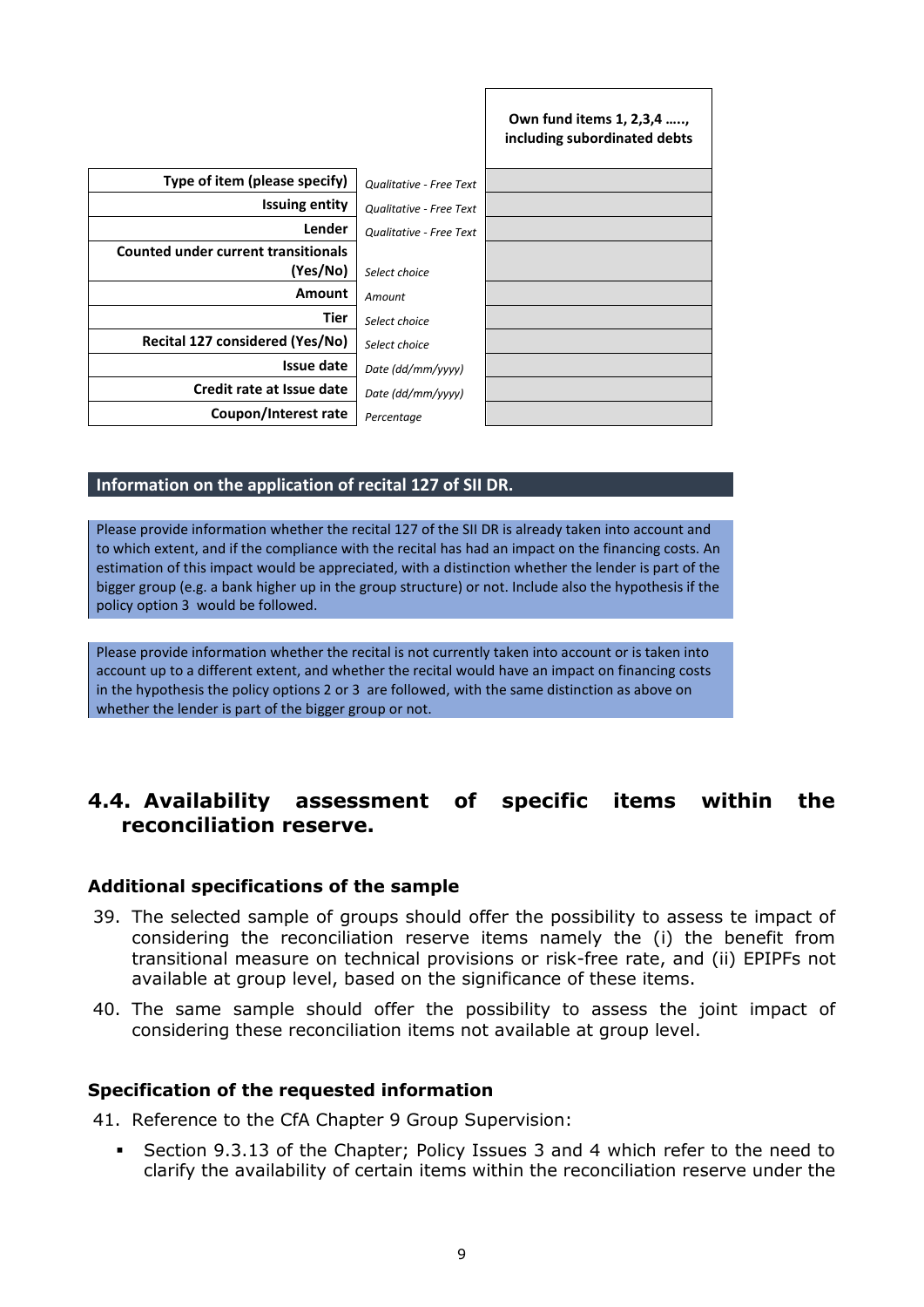| | | Own fund items 1, 2,3,4 ….., including subordinated debts |
|---|---|---|
| **Type of item (please specify)** | *Qualitative - Free Text* | |
| **Issuing entity** | *Qualitative - Free Text* | |
| **Lender** | *Qualitative - Free Text* | |
| **Counted under current transitionals (Yes/No)** | *Select choice* | |
| **Amount** | *Amount* | |
| **Tier** | *Select choice* | |
| **Recital 127 considered (Yes/No)** | *Select choice* | |
| **Issue date** | *Date (dd/mm/yyyy)* | |
| **Credit rate at Issue date** | *Date (dd/mm/yyyy)* | |
| **Coupon/Interest rate** | *Percentage* | |

**Information on the application of recital 127 of SII DR.**

Please provide information whether the recital 127 of the SII DR is already taken into account and to which extent, and if the compliance with the recital has had an impact on the financing costs. An estimation of this impact would be appreciated, with a distinction whether the lender is part of the bigger group (e.g. a bank higher up in the group structure) or not. Include also the hypothesis if the policy option 3 would be followed.

Please provide information whether the recital is not currently taken into account or is taken into account up to a different extent, and whether the recital would have an impact on financing costs in the hypothesis the policy options 2 or 3 are followed, with the same distinction as above on whether the lender is part of the bigger group or not.

## 4.4. Availability assessment of specific items within the reconciliation reserve.

### Additional specifications of the sample

39. The selected sample of groups should offer the possibility to assess te impact of considering the reconciliation reserve items namely the (i) the benefit from transitional measure on technical provisions or risk-free rate, and (ii) EPIPFs not available at group level, based on the significance of these items.

40. The same sample should offer the possibility to assess the joint impact of considering these reconciliation items not available at group level.

### Specification of the requested information

41. Reference to the CfA Chapter 9 Group Supervision:

- Section 9.3.13 of the Chapter; Policy Issues 3 and 4 which refer to the need to clarify the availability of certain items within the reconciliation reserve under the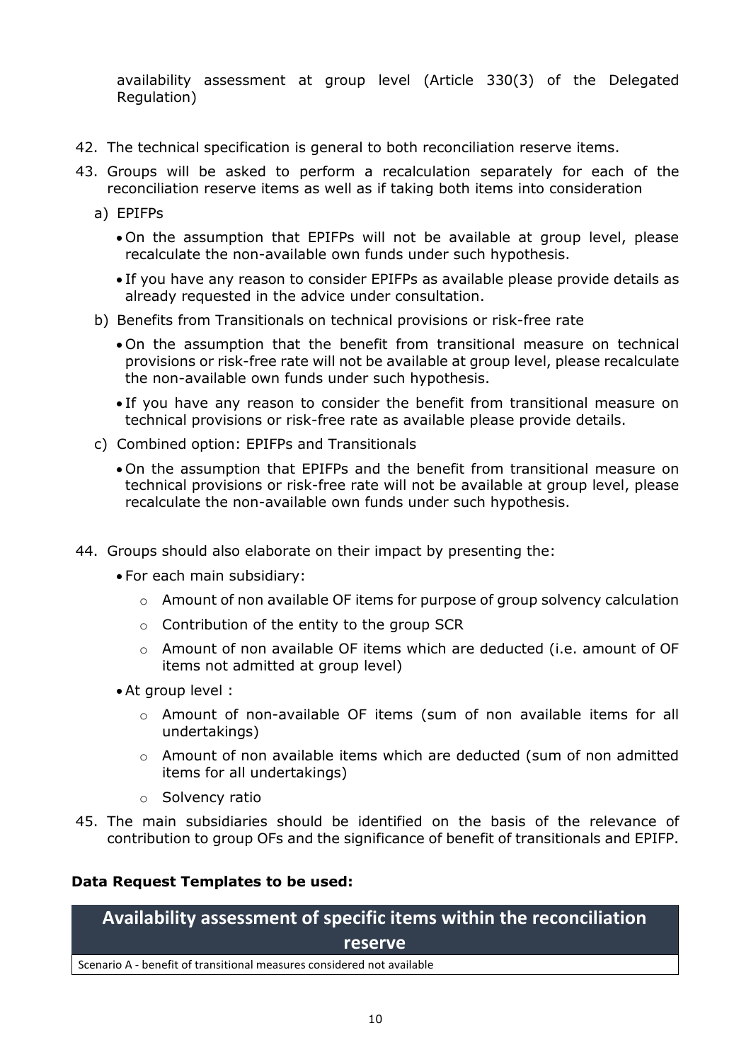availability assessment at group level (Article 330(3) of the Delegated Regulation)

42. The technical specification is general to both reconciliation reserve items.

43. Groups will be asked to perform a recalculation separately for each of the reconciliation reserve items as well as if taking both items into consideration

   a) EPIFPs

      - On the assumption that EPIFPs will not be available at group level, please recalculate the non-available own funds under such hypothesis.
      - If you have any reason to consider EPIFPs as available please provide details as already requested in the advice under consultation.

   b) Benefits from Transitionals on technical provisions or risk-free rate

      - On the assumption that the benefit from transitional measure on technical provisions or risk-free rate will not be available at group level, please recalculate the non-available own funds under such hypothesis.
      - If you have any reason to consider the benefit from transitional measure on technical provisions or risk-free rate as available please provide details.

   c) Combined option: EPIFPs and Transitionals

      - On the assumption that EPIFPs and the benefit from transitional measure on technical provisions or risk-free rate will not be available at group level, please recalculate the non-available own funds under such hypothesis.

44. Groups should also elaborate on their impact by presenting the:

   - For each main subsidiary:
      - Amount of non available OF items for purpose of group solvency calculation
      - Contribution of the entity to the group SCR
      - Amount of non available OF items which are deducted (i.e. amount of OF items not admitted at group level)
   - At group level :
      - Amount of non-available OF items (sum of non available items for all undertakings)
      - Amount of non available items which are deducted (sum of non admitted items for all undertakings)
      - Solvency ratio

45. The main subsidiaries should be identified on the basis of the relevance of contribution to group OFs and the significance of benefit of transitionals and EPIFP.

**Data Request Templates to be used:**

| Availability assessment of specific items within the reconciliation reserve |
|---|
| Scenario A - benefit of transitional measures considered not available |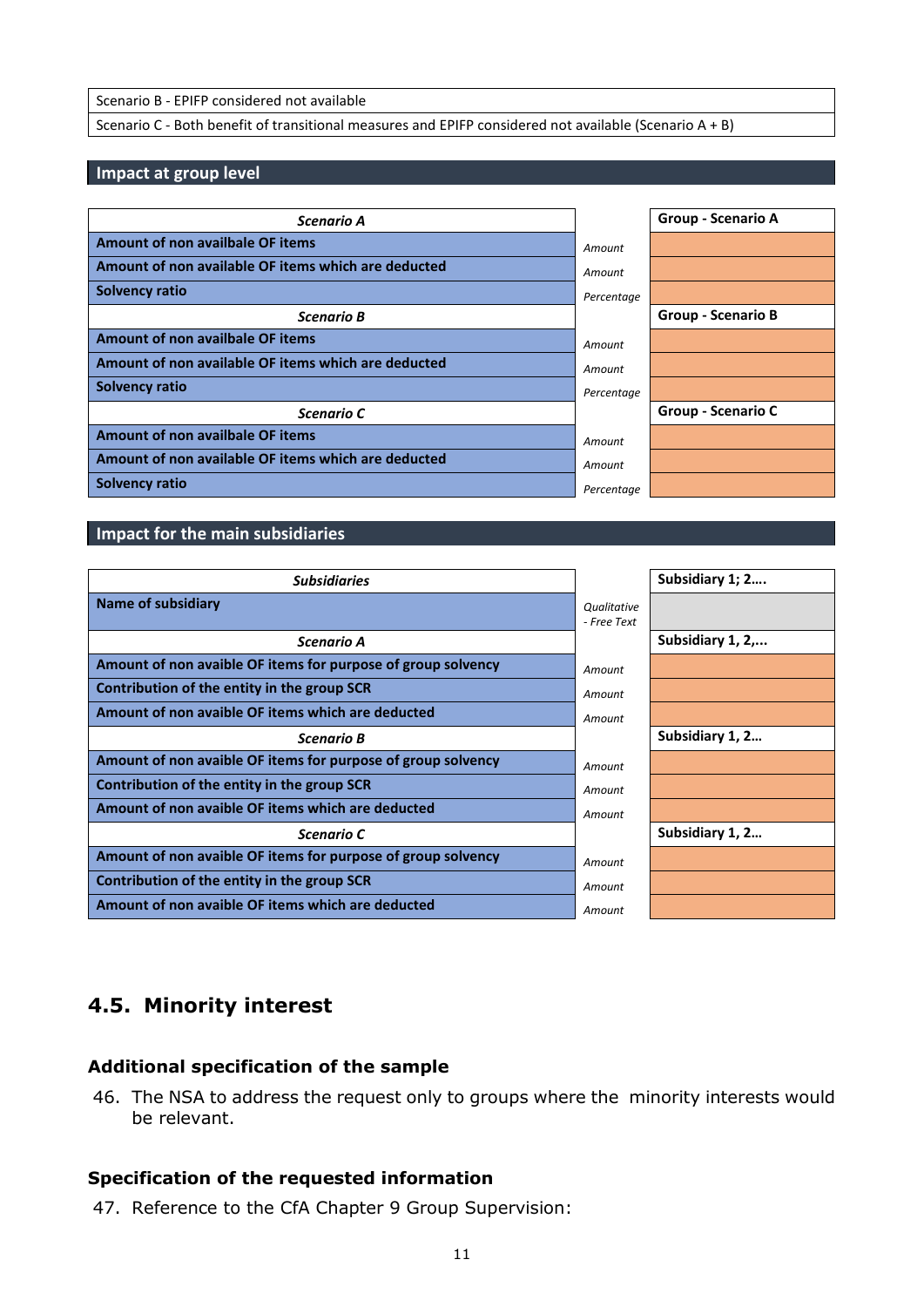| Scenario B - EPIFP considered not available |
|---|
| Scenario C - Both benefit of transitional measures and EPIFP considered not available (Scenario A + B) |

## Impact at group level

| *Scenario A* | | Group - Scenario A |
|---|---|---|
| Amount of non availbale OF items | *Amount* | |
| Amount of non available OF items which are deducted | *Amount* | |
| Solvency ratio | *Percentage* | |
| *Scenario B* | | Group - Scenario B |
| Amount of non availbale OF items | *Amount* | |
| Amount of non available OF items which are deducted | *Amount* | |
| Solvency ratio | *Percentage* | |
| *Scenario C* | | Group - Scenario C |
| Amount of non availbale OF items | *Amount* | |
| Amount of non available OF items which are deducted | *Amount* | |
| Solvency ratio | *Percentage* | |

## Impact for the main subsidiaries

| *Subsidiaries* | | Subsidiary 1; 2…. |
|---|---|---|
| Name of subsidiary | *Qualitative - Free Text* | |
| *Scenario A* | | Subsidiary 1, 2,… |
| Amount of non avaible OF items for purpose of group solvency | *Amount* | |
| Contribution of the entity in the group SCR | *Amount* | |
| Amount of non avaible OF items which are deducted | *Amount* | |
| *Scenario B* | | Subsidiary 1, 2… |
| Amount of non avaible OF items for purpose of group solvency | *Amount* | |
| Contribution of the entity in the group SCR | *Amount* | |
| Amount of non avaible OF items which are deducted | *Amount* | |
| *Scenario C* | | Subsidiary 1, 2… |
| Amount of non avaible OF items for purpose of group solvency | *Amount* | |
| Contribution of the entity in the group SCR | *Amount* | |
| Amount of non avaible OF items which are deducted | *Amount* | |

## 4.5. Minority interest

### Additional specification of the sample

46. The NSA to address the request only to groups where the minority interests would be relevant.

### Specification of the requested information

47. Reference to the CfA Chapter 9 Group Supervision: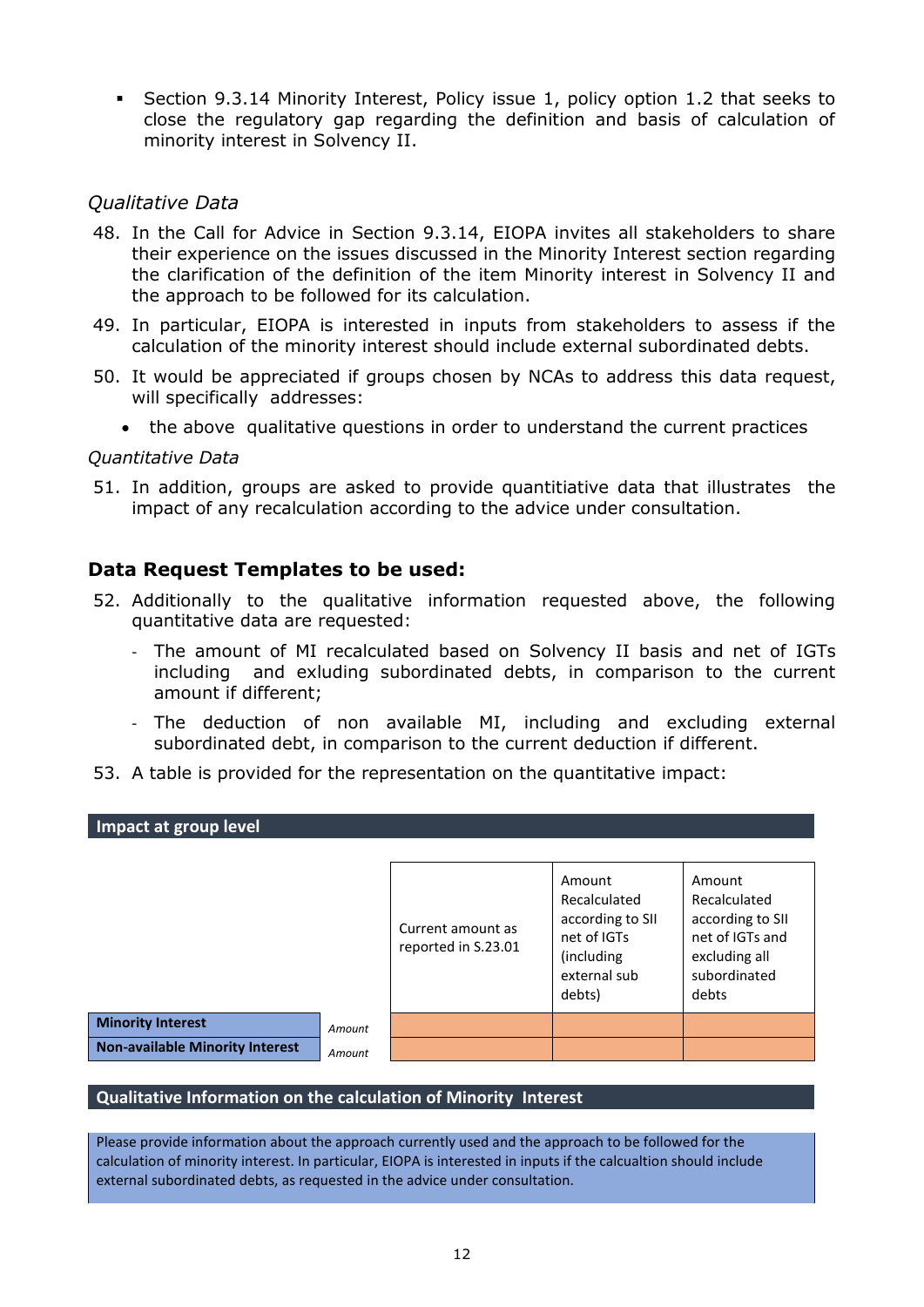- Section 9.3.14 Minority Interest, Policy issue 1, policy option 1.2 that seeks to close the regulatory gap regarding the definition and basis of calculation of minority interest in Solvency II.

*Qualitative Data*

48. In the Call for Advice in Section 9.3.14, EIOPA invites all stakeholders to share their experience on the issues discussed in the Minority Interest section regarding the clarification of the definition of the item Minority interest in Solvency II and the approach to be followed for its calculation.

49. In particular, EIOPA is interested in inputs from stakeholders to assess if the calculation of the minority interest should include external subordinated debts.

50. It would be appreciated if groups chosen by NCAs to address this data request, will specifically addresses:

    - the above qualitative questions in order to understand the current practices

*Quantitative Data*

51. In addition, groups are asked to provide quantitiative data that illustrates the impact of any recalculation according to the advice under consultation.

## Data Request Templates to be used:

52. Additionally to the qualitative information requested above, the following quantitative data are requested:

    - The amount of MI recalculated based on Solvency II basis and net of IGTs including and exluding subordinated debts, in comparison to the current amount if different;
    - The deduction of non available MI, including and excluding external subordinated debt, in comparison to the current deduction if different.

53. A table is provided for the representation on the quantitative impact:

**Impact at group level**

| | | Current amount as reported in S.23.01 | Amount Recalculated according to SII net of IGTs (including external sub debts) | Amount Recalculated according to SII net of IGTs and excluding all subordinated debts |
|---|---|---|---|---|
| **Minority Interest** | *Amount* | | | |
| **Non-available Minority Interest** | *Amount* | | | |

**Qualitative Information on the calculation of Minority Interest**

Please provide information about the approach currently used and the approach to be followed for the calculation of minority interest. In particular, EIOPA is interested in inputs if the calcualtion should include external subordinated debts, as requested in the advice under consultation.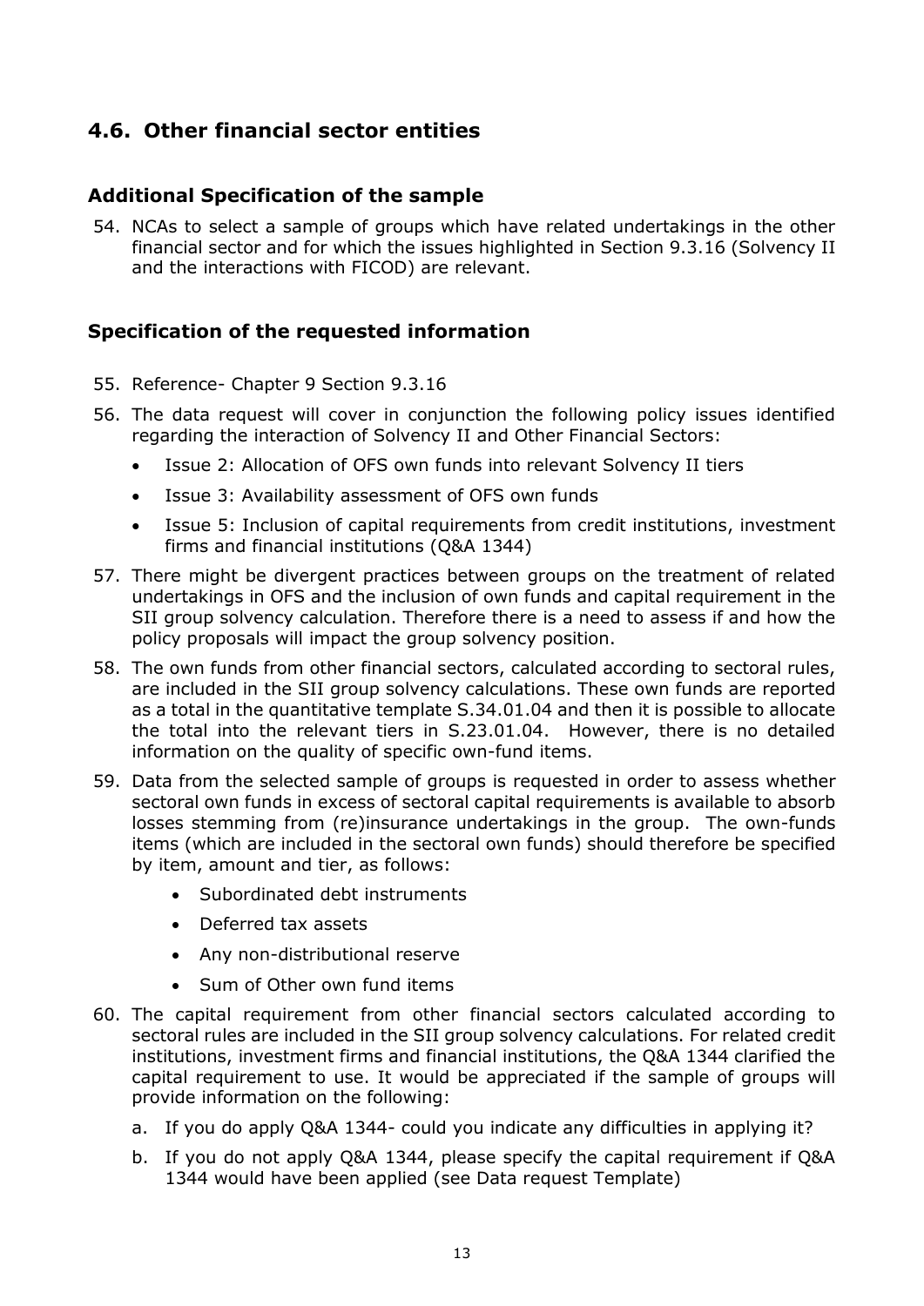## 4.6. Other financial sector entities

### Additional Specification of the sample

54. NCAs to select a sample of groups which have related undertakings in the other financial sector and for which the issues highlighted in Section 9.3.16 (Solvency II and the interactions with FICOD) are relevant.

### Specification of the requested information

55. Reference- Chapter 9 Section 9.3.16
56. The data request will cover in conjunction the following policy issues identified regarding the interaction of Solvency II and Other Financial Sectors:
    - Issue 2: Allocation of OFS own funds into relevant Solvency II tiers
    - Issue 3: Availability assessment of OFS own funds
    - Issue 5: Inclusion of capital requirements from credit institutions, investment firms and financial institutions (Q&A 1344)
57. There might be divergent practices between groups on the treatment of related undertakings in OFS and the inclusion of own funds and capital requirement in the SII group solvency calculation. Therefore there is a need to assess if and how the policy proposals will impact the group solvency position.
58. The own funds from other financial sectors, calculated according to sectoral rules, are included in the SII group solvency calculations. These own funds are reported as a total in the quantitative template S.34.01.04 and then it is possible to allocate the total into the relevant tiers in S.23.01.04. However, there is no detailed information on the quality of specific own-fund items.
59. Data from the selected sample of groups is requested in order to assess whether sectoral own funds in excess of sectoral capital requirements is available to absorb losses stemming from (re)insurance undertakings in the group. The own-funds items (which are included in the sectoral own funds) should therefore be specified by item, amount and tier, as follows:
    - Subordinated debt instruments
    - Deferred tax assets
    - Any non-distributional reserve
    - Sum of Other own fund items
60. The capital requirement from other financial sectors calculated according to sectoral rules are included in the SII group solvency calculations. For related credit institutions, investment firms and financial institutions, the Q&A 1344 clarified the capital requirement to use. It would be appreciated if the sample of groups will provide information on the following:
    a. If you do apply Q&A 1344- could you indicate any difficulties in applying it?
    b. If you do not apply Q&A 1344, please specify the capital requirement if Q&A 1344 would have been applied (see Data request Template)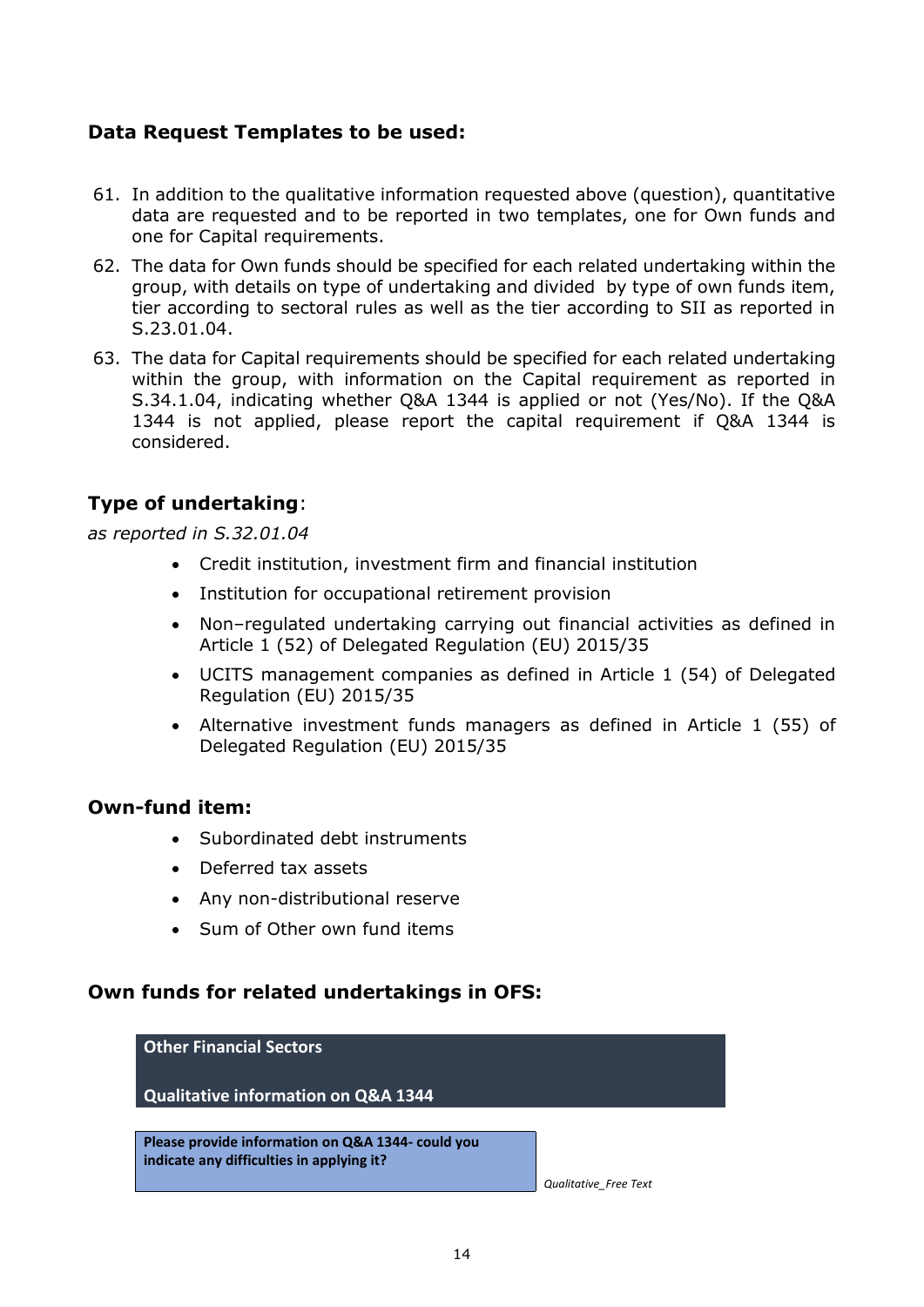## Data Request Templates to be used:

61. In addition to the qualitative information requested above (question), quantitative data are requested and to be reported in two templates, one for Own funds and one for Capital requirements.
62. The data for Own funds should be specified for each related undertaking within the group, with details on type of undertaking and divided by type of own funds item, tier according to sectoral rules as well as the tier according to SII as reported in S.23.01.04.
63. The data for Capital requirements should be specified for each related undertaking within the group, with information on the Capital requirement as reported in S.34.1.04, indicating whether Q&A 1344 is applied or not (Yes/No). If the Q&A 1344 is not applied, please report the capital requirement if Q&A 1344 is considered.

## Type of undertaking:

*as reported in S.32.01.04*

- Credit institution, investment firm and financial institution
- Institution for occupational retirement provision
- Non–regulated undertaking carrying out financial activities as defined in Article 1 (52) of Delegated Regulation (EU) 2015/35
- UCITS management companies as defined in Article 1 (54) of Delegated Regulation (EU) 2015/35
- Alternative investment funds managers as defined in Article 1 (55) of Delegated Regulation (EU) 2015/35

## Own-fund item:

- Subordinated debt instruments
- Deferred tax assets
- Any non-distributional reserve
- Sum of Other own fund items

## Own funds for related undertakings in OFS:

| **Other Financial Sectors**<br><br>**Qualitative information on Q&A 1344** | |
|---|---|
| **Please provide information on Q&A 1344- could you indicate any difficulties in applying it?** | *Qualitative_Free Text* |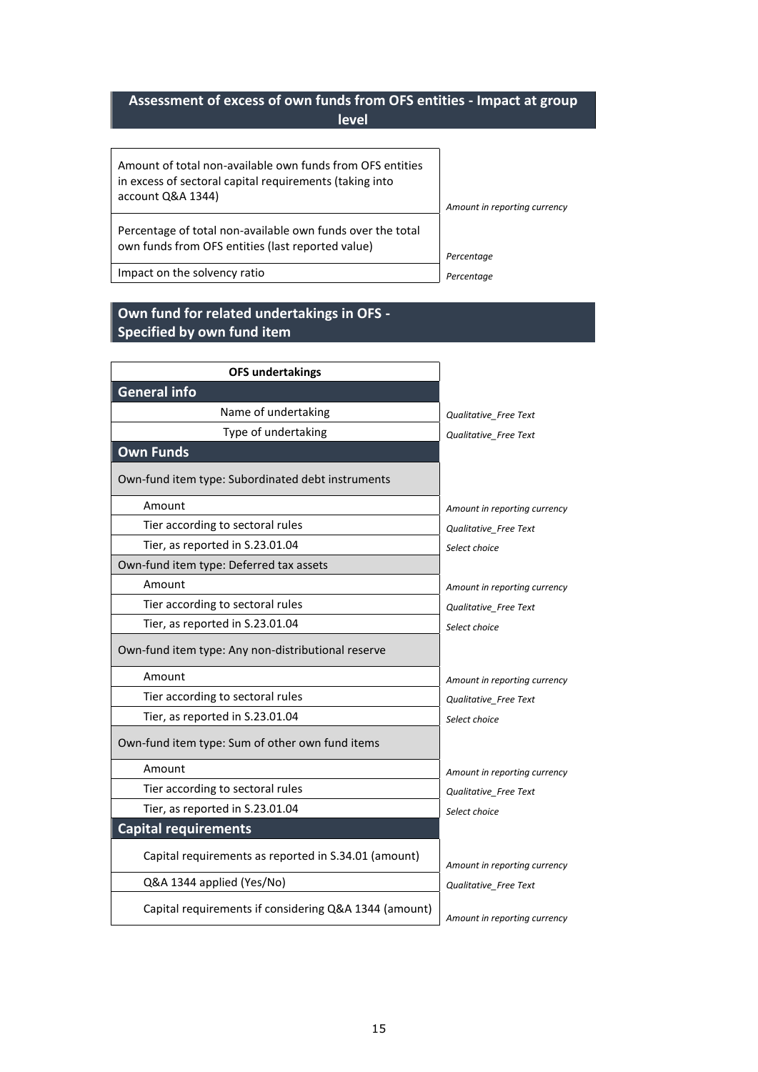## Assessment of excess of own funds from OFS entities - Impact at group level

| | |
|---|---|
| Amount of total non-available own funds from OFS entities in excess of sectoral capital requirements (taking into account Q&A 1344) | *Amount in reporting currency* |
| Percentage of total non-available own funds over the total own funds from OFS entities (last reported value) | *Percentage* |
| Impact on the solvency ratio | *Percentage* |

## Own fund for related undertakings in OFS - Specified by own fund item

| OFS undertakings | |
|---|---|
| **General info** | |
| Name of undertaking | *Qualitative_Free Text* |
| Type of undertaking | *Qualitative_Free Text* |
| **Own Funds** | |
| Own-fund item type: Subordinated debt instruments | |
| Amount | *Amount in reporting currency* |
| Tier according to sectoral rules | *Qualitative_Free Text* |
| Tier, as reported in S.23.01.04 | *Select choice* |
| Own-fund item type: Deferred tax assets | |
| Amount | *Amount in reporting currency* |
| Tier according to sectoral rules | *Qualitative_Free Text* |
| Tier, as reported in S.23.01.04 | *Select choice* |
| Own-fund item type: Any non-distributional reserve | |
| Amount | *Amount in reporting currency* |
| Tier according to sectoral rules | *Qualitative_Free Text* |
| Tier, as reported in S.23.01.04 | *Select choice* |
| Own-fund item type: Sum of other own fund items | |
| Amount | *Amount in reporting currency* |
| Tier according to sectoral rules | *Qualitative_Free Text* |
| Tier, as reported in S.23.01.04 | *Select choice* |
| **Capital requirements** | |
| Capital requirements as reported in S.34.01 (amount) | *Amount in reporting currency* |
| Q&A 1344 applied (Yes/No) | *Qualitative_Free Text* |
| Capital requirements if considering Q&A 1344 (amount) | *Amount in reporting currency* |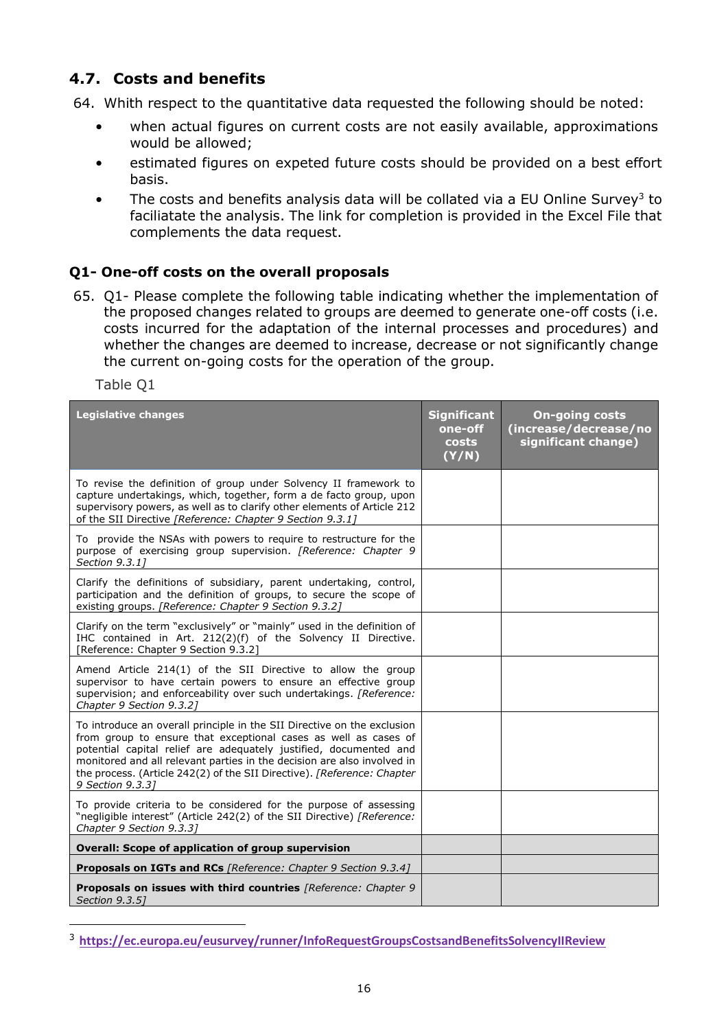## 4.7. Costs and benefits

64. Whith respect to the quantitative data requested the following should be noted:

- when actual figures on current costs are not easily available, approximations would be allowed;
- estimated figures on expeted future costs should be provided on a best effort basis.
- The costs and benefits analysis data will be collated via a EU Online Survey[3] to faciliatate the analysis. The link for completion is provided in the Excel File that complements the data request.

### Q1- One-off costs on the overall proposals

65. Q1- Please complete the following table indicating whether the implementation of the proposed changes related to groups are deemed to generate one-off costs (i.e. costs incurred for the adaptation of the internal processes and procedures) and whether the changes are deemed to increase, decrease or not significantly change the current on-going costs for the operation of the group.

Table Q1

| **Legislative changes** | **Significant one-off costs (Y/N)** | **On-going costs (increase/decrease/no significant change)** |
|---|---|---|
| To revise the definition of group under Solvency II framework to capture undertakings, which, together, form a de facto group, upon supervisory powers, as well as to clarify other elements of Article 212 of the SII Directive *[Reference: Chapter 9 Section 9.3.1]* | | |
| To provide the NSAs with powers to require to restructure for the purpose of exercising group supervision. *[Reference: Chapter 9 Section 9.3.1]* | | |
| Clarify the definitions of subsidiary, parent undertaking, control, participation and the definition of groups, to secure the scope of existing groups. *[Reference: Chapter 9 Section 9.3.2]* | | |
| Clarify on the term "exclusively" or "mainly" used in the definition of IHC contained in Art. 212(2)(f) of the Solvency II Directive. [Reference: Chapter 9 Section 9.3.2] | | |
| Amend Article 214(1) of the SII Directive to allow the group supervisor to have certain powers to ensure an effective group supervision; and enforceability over such undertakings. *[Reference: Chapter 9 Section 9.3.2]* | | |
| To introduce an overall principle in the SII Directive on the exclusion from group to ensure that exceptional cases as well as cases of potential capital relief are adequately justified, documented and monitored and all relevant parties in the decision are also involved in the process. (Article 242(2) of the SII Directive). *[Reference: Chapter 9 Section 9.3.3]* | | |
| To provide criteria to be considered for the purpose of assessing "negligible interest" (Article 242(2) of the SII Directive) *[Reference: Chapter 9 Section 9.3.3]* | | |
| **Overall: Scope of application of group supervision** | | |
| **Proposals on IGTs and RCs** *[Reference: Chapter 9 Section 9.3.4]* | | |
| **Proposals on issues with third countries** *[Reference: Chapter 9 Section 9.3.5]* | | |

[3] https://ec.europa.eu/eusurvey/runner/InfoRequestGroupsCostsandBenefitsSolvencyIIReview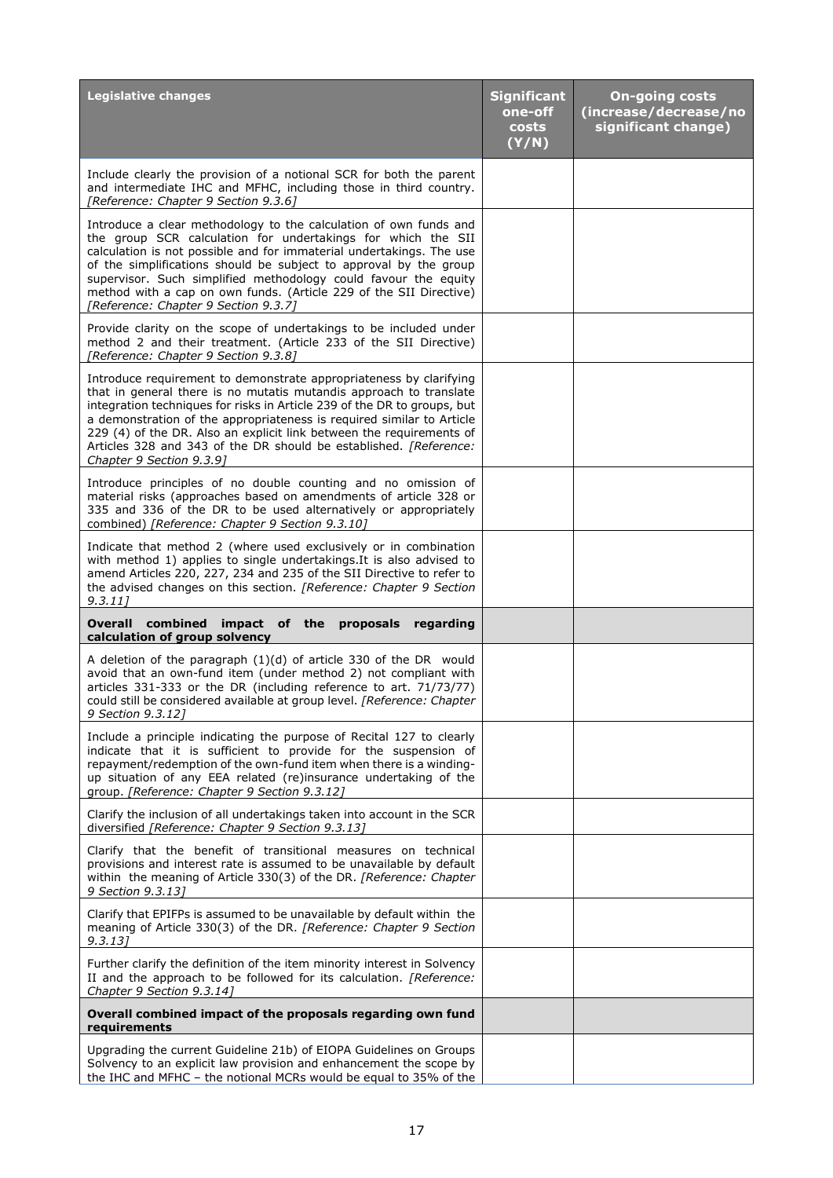| Legislative changes | Significant one-off costs (Y/N) | On-going costs (increase/decrease/no significant change) |
|---|---|---|
| Include clearly the provision of a notional SCR for both the parent and intermediate IHC and MFHC, including those in third country. *[Reference: Chapter 9 Section 9.3.6]* | | |
| Introduce a clear methodology to the calculation of own funds and the group SCR calculation for undertakings for which the SII calculation is not possible and for immaterial undertakings. The use of the simplifications should be subject to approval by the group supervisor. Such simplified methodology could favour the equity method with a cap on own funds. (Article 229 of the SII Directive) *[Reference: Chapter 9 Section 9.3.7]* | | |
| Provide clarity on the scope of undertakings to be included under method 2 and their treatment. (Article 233 of the SII Directive) *[Reference: Chapter 9 Section 9.3.8]* | | |
| Introduce requirement to demonstrate appropriateness by clarifying that in general there is no mutatis mutandis approach to translate integration techniques for risks in Article 239 of the DR to groups, but a demonstration of the appropriateness is required similar to Article 229 (4) of the DR. Also an explicit link between the requirements of Articles 328 and 343 of the DR should be established. *[Reference: Chapter 9 Section 9.3.9]* | | |
| Introduce principles of no double counting and no omission of material risks (approaches based on amendments of article 328 or 335 and 336 of the DR to be used alternatively or appropriately combined) *[Reference: Chapter 9 Section 9.3.10]* | | |
| Indicate that method 2 (where used exclusively or in combination with method 1) applies to single undertakings.It is also advised to amend Articles 220, 227, 234 and 235 of the SII Directive to refer to the advised changes on this section. *[Reference: Chapter 9 Section 9.3.11]* | | |
| **Overall combined impact of the proposals regarding calculation of group solvency** | | |
| A deletion of the paragraph (1)(d) of article 330 of the DR would avoid that an own-fund item (under method 2) not compliant with articles 331-333 or the DR (including reference to art. 71/73/77) could still be considered available at group level. *[Reference: Chapter 9 Section 9.3.12]* | | |
| Include a principle indicating the purpose of Recital 127 to clearly indicate that it is sufficient to provide for the suspension of repayment/redemption of the own-fund item when there is a winding-up situation of any EEA related (re)insurance undertaking of the group. *[Reference: Chapter 9 Section 9.3.12]* | | |
| Clarify the inclusion of all undertakings taken into account in the SCR diversified *[Reference: Chapter 9 Section 9.3.13]* | | |
| Clarify that the benefit of transitional measures on technical provisions and interest rate is assumed to be unavailable by default within the meaning of Article 330(3) of the DR. *[Reference: Chapter 9 Section 9.3.13]* | | |
| Clarify that EPIFPs is assumed to be unavailable by default within the meaning of Article 330(3) of the DR. *[Reference: Chapter 9 Section 9.3.13]* | | |
| Further clarify the definition of the item minority interest in Solvency II and the approach to be followed for its calculation. *[Reference: Chapter 9 Section 9.3.14]* | | |
| **Overall combined impact of the proposals regarding own fund requirements** | | |
| Upgrading the current Guideline 21b) of EIOPA Guidelines on Groups Solvency to an explicit law provision and enhancement the scope by the IHC and MFHC – the notional MCRs would be equal to 35% of the | | |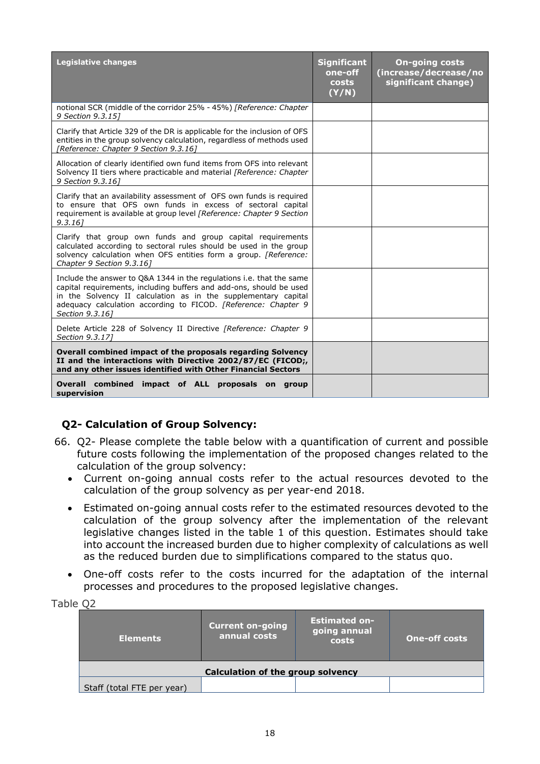| Legislative changes | Significant one-off costs (Y/N) | On-going costs (increase/decrease/no significant change) |
|---|---|---|
| notional SCR (middle of the corridor 25% - 45%) *[Reference: Chapter 9 Section 9.3.15]* | | |
| Clarify that Article 329 of the DR is applicable for the inclusion of OFS entities in the group solvency calculation, regardless of methods used *[Reference: Chapter 9 Section 9.3.16]* | | |
| Allocation of clearly identified own fund items from OFS into relevant Solvency II tiers where practicable and material *[Reference: Chapter 9 Section 9.3.16]* | | |
| Clarify that an availability assessment of OFS own funds is required to ensure that OFS own funds in excess of sectoral capital requirement is available at group level *[Reference: Chapter 9 Section 9.3.16]* | | |
| Clarify that group own funds and group capital requirements calculated according to sectoral rules should be used in the group solvency calculation when OFS entities form a group. *[Reference: Chapter 9 Section 9.3.16]* | | |
| Include the answer to Q&A 1344 in the regulations i.e. that the same capital requirements, including buffers and add-ons, should be used in the Solvency II calculation as in the supplementary capital adequacy calculation according to FICOD. *[Reference: Chapter 9 Section 9.3.16]* | | |
| Delete Article 228 of Solvency II Directive *[Reference: Chapter 9 Section 9.3.17]* | | |
| **Overall combined impact of the proposals regarding Solvency II and the interactions with Directive 2002/87/EC (FICOD;, and any other issues identified with Other Financial Sectors** | | |
| **Overall combined impact of ALL proposals on group supervision** | | |

### Q2- Calculation of Group Solvency:

66. Q2- Please complete the table below with a quantification of current and possible future costs following the implementation of the proposed changes related to the calculation of the group solvency:
    - Current on-going annual costs refer to the actual resources devoted to the calculation of the group solvency as per year-end 2018.
    - Estimated on-going annual costs refer to the estimated resources devoted to the calculation of the group solvency after the implementation of the relevant legislative changes listed in the table 1 of this question. Estimates should take into account the increased burden due to higher complexity of calculations as well as the reduced burden due to simplifications compared to the status quo.
    - One-off costs refer to the costs incurred for the adaptation of the internal processes and procedures to the proposed legislative changes.

Table Q2

| Elements | Current on-going annual costs | Estimated on-going annual costs | One-off costs |
|---|---|---|---|
| **Calculation of the group solvency** | | | |
| Staff (total FTE per year) | | | |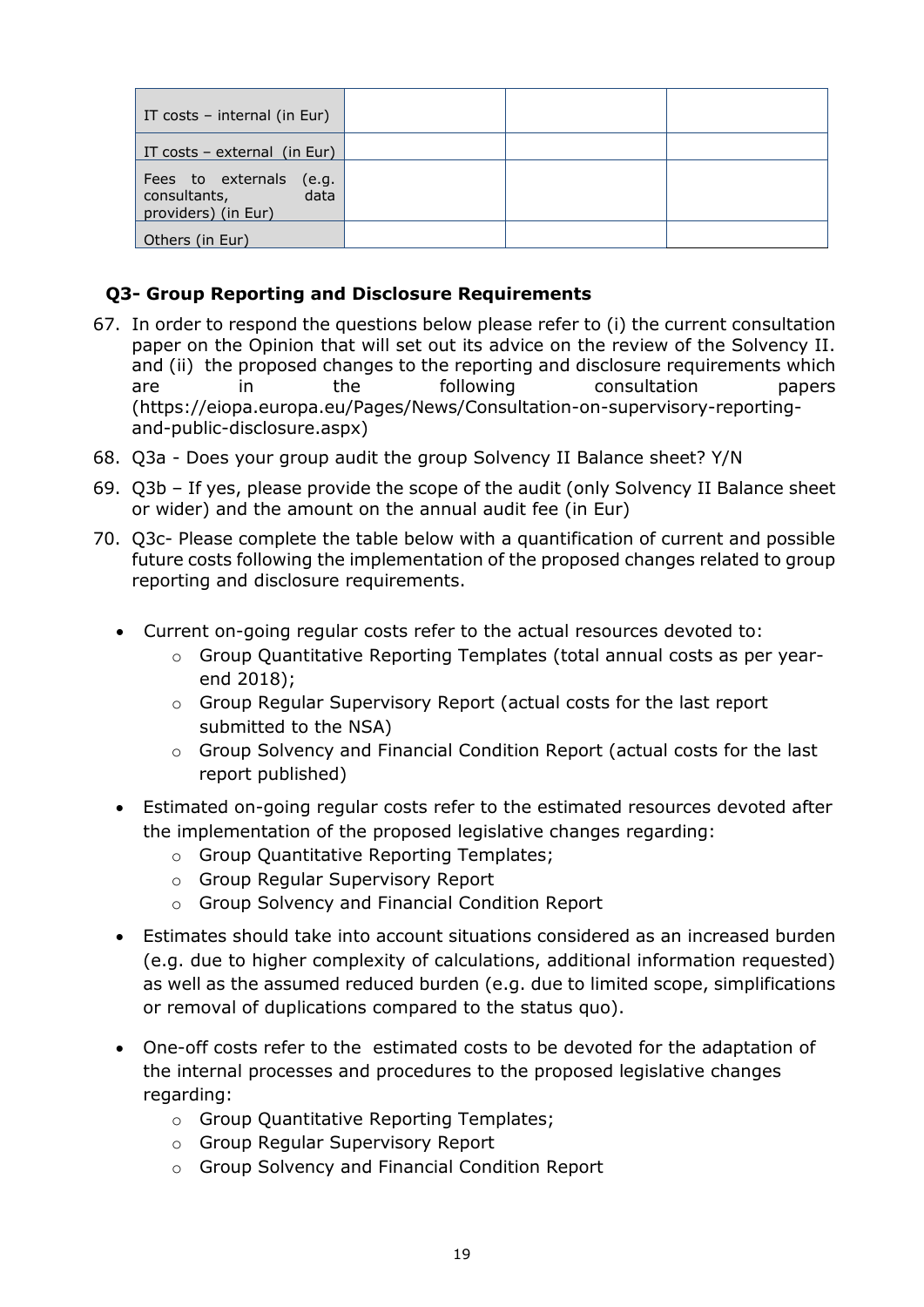| | | | |
|---|---|---|---|
| IT costs – internal (in Eur) | | | |
| IT costs – external (in Eur) | | | |
| Fees to externals (e.g. consultants, data providers) (in Eur) | | | |
| Others (in Eur) | | | |

## Q3- Group Reporting and Disclosure Requirements

67. In order to respond the questions below please refer to (i) the current consultation paper on the Opinion that will set out its advice on the review of the Solvency II. and (ii) the proposed changes to the reporting and disclosure requirements which are in the following consultation papers (https://eiopa.europa.eu/Pages/News/Consultation-on-supervisory-reporting-and-public-disclosure.aspx)
68. Q3a - Does your group audit the group Solvency II Balance sheet? Y/N
69. Q3b – If yes, please provide the scope of the audit (only Solvency II Balance sheet or wider) and the amount on the annual audit fee (in Eur)
70. Q3c- Please complete the table below with a quantification of current and possible future costs following the implementation of the proposed changes related to group reporting and disclosure requirements.
    - Current on-going regular costs refer to the actual resources devoted to:
        - Group Quantitative Reporting Templates (total annual costs as per year-end 2018);
        - Group Regular Supervisory Report (actual costs for the last report submitted to the NSA)
        - Group Solvency and Financial Condition Report (actual costs for the last report published)
    - Estimated on-going regular costs refer to the estimated resources devoted after the implementation of the proposed legislative changes regarding:
        - Group Quantitative Reporting Templates;
        - Group Regular Supervisory Report
        - Group Solvency and Financial Condition Report
    - Estimates should take into account situations considered as an increased burden (e.g. due to higher complexity of calculations, additional information requested) as well as the assumed reduced burden (e.g. due to limited scope, simplifications or removal of duplications compared to the status quo).
    - One-off costs refer to the estimated costs to be devoted for the adaptation of the internal processes and procedures to the proposed legislative changes regarding:
        - Group Quantitative Reporting Templates;
        - Group Regular Supervisory Report
        - Group Solvency and Financial Condition Report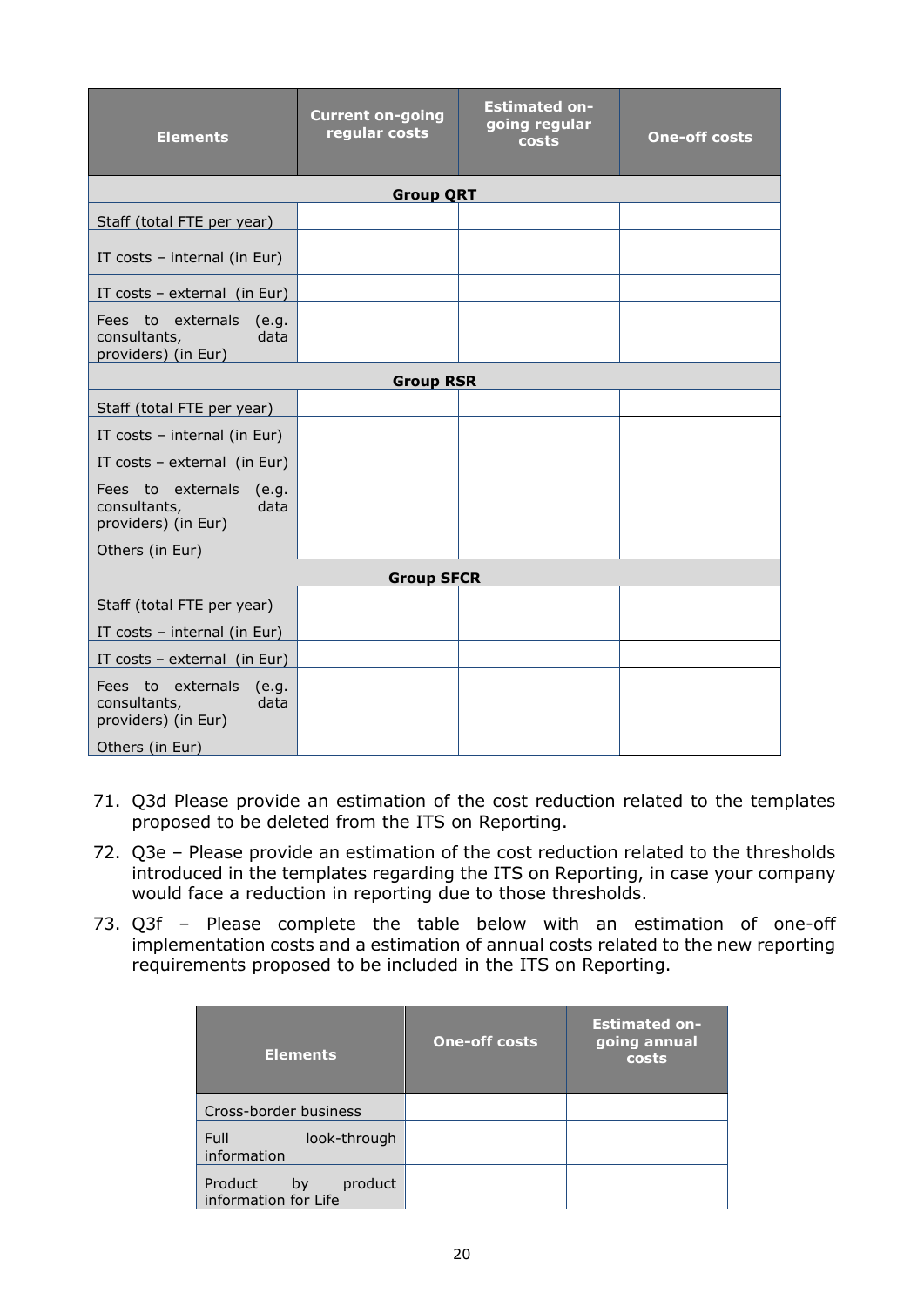| Elements | Current on-going regular costs | Estimated on-going regular costs | One-off costs |
|---|---|---|---|
| **Group QRT** | | | |
| Staff (total FTE per year) | | | |
| IT costs – internal (in Eur) | | | |
| IT costs – external (in Eur) | | | |
| Fees to externals (e.g. consultants, data providers) (in Eur) | | | |
| **Group RSR** | | | |
| Staff (total FTE per year) | | | |
| IT costs – internal (in Eur) | | | |
| IT costs – external (in Eur) | | | |
| Fees to externals (e.g. consultants, data providers) (in Eur) | | | |
| Others (in Eur) | | | |
| **Group SFCR** | | | |
| Staff (total FTE per year) | | | |
| IT costs – internal (in Eur) | | | |
| IT costs – external (in Eur) | | | |
| Fees to externals (e.g. consultants, data providers) (in Eur) | | | |
| Others (in Eur) | | | |

71. Q3d Please provide an estimation of the cost reduction related to the templates proposed to be deleted from the ITS on Reporting.

72. Q3e – Please provide an estimation of the cost reduction related to the thresholds introduced in the templates regarding the ITS on Reporting, in case your company would face a reduction in reporting due to those thresholds.

73. Q3f – Please complete the table below with an estimation of one-off implementation costs and a estimation of annual costs related to the new reporting requirements proposed to be included in the ITS on Reporting.

| Elements | One-off costs | Estimated on-going annual costs |
|---|---|---|
| Cross-border business | | |
| Full look-through information | | |
| Product by product information for Life | | |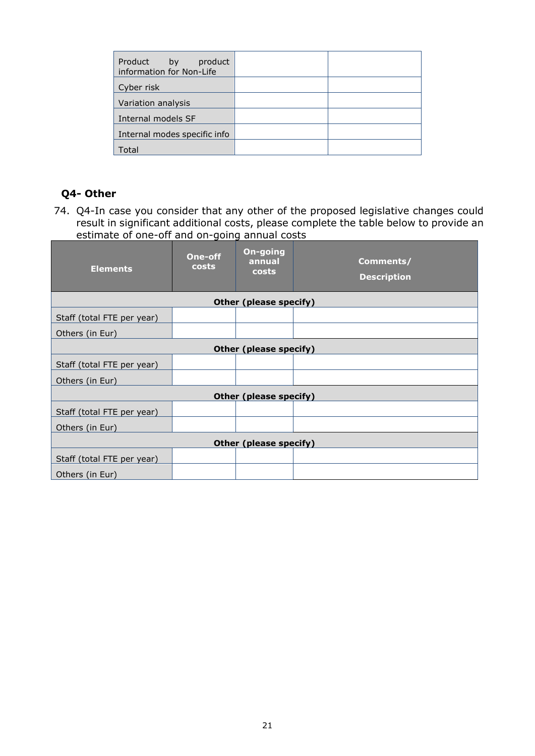| | | |
|---|---|---|
| Product by product information for Non-Life | | |
| Cyber risk | | |
| Variation analysis | | |
| Internal models SF | | |
| Internal modes specific info | | |
| Total | | |

### Q4- Other

74. Q4-In case you consider that any other of the proposed legislative changes could result in significant additional costs, please complete the table below to provide an estimate of one-off and on-going annual costs

| Elements | One-off costs | On-going annual costs | Comments/ Description |
|---|---|---|---|
| **Other (please specify)** | | | |
| Staff (total FTE per year) | | | |
| Others (in Eur) | | | |
| **Other (please specify)** | | | |
| Staff (total FTE per year) | | | |
| Others (in Eur) | | | |
| **Other (please specify)** | | | |
| Staff (total FTE per year) | | | |
| Others (in Eur) | | | |
| **Other (please specify)** | | | |
| Staff (total FTE per year) | | | |
| Others (in Eur) | | | |